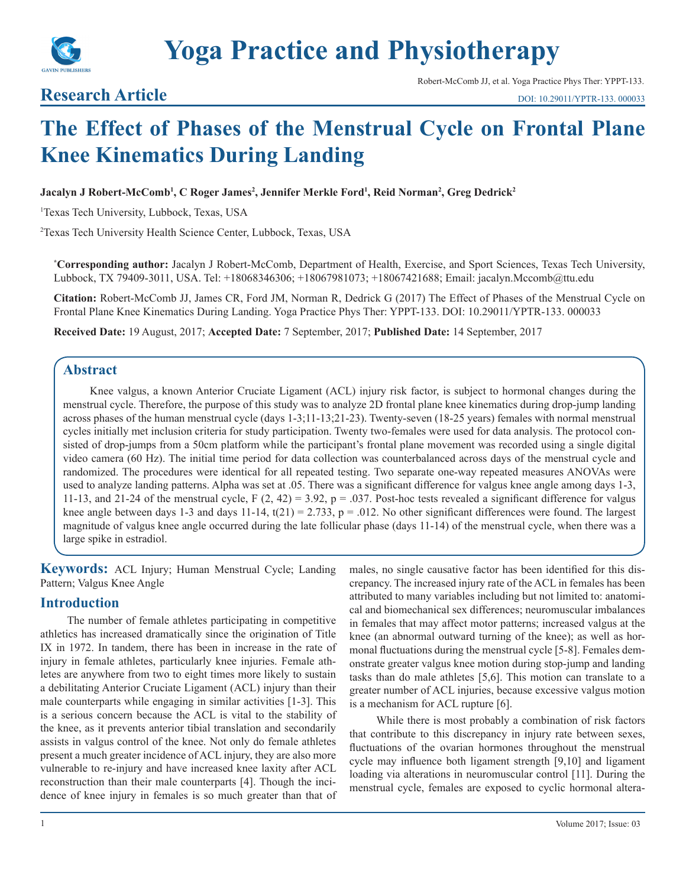# Yoga Practice and Physiotherapy

## Research Article

Robert-McComb JJ, et al. Yoga Practice Phys Ther: YPPT-133.

DOI: 10.29011/YPTR-133. 000033

# The Effect of Phases of the Menstrual Cycle on Frontal Plane Knee Kinematics During Landing

**Jacalyn J Robert-McComb[1], C Roger James[2], Jennifer Merkle Ford[1], Reid Norman[2], Greg Dedrick[2]**

[1]Texas Tech University, Lubbock, Texas, USA

[2]Texas Tech University Health Science Center, Lubbock, Texas, USA

[*]**Corresponding author:** Jacalyn J Robert-McComb, Department of Health, Exercise, and Sport Sciences, Texas Tech University, Lubbock, TX 79409-3011, USA. Tel: +18068346306; +18067981073; +18067421688; Email: jacalyn.Mccomb@ttu.edu

**Citation:** Robert-McComb JJ, James CR, Ford JM, Norman R, Dedrick G (2017) The Effect of Phases of the Menstrual Cycle on Frontal Plane Knee Kinematics During Landing. Yoga Practice Phys Ther: YPPT-133. DOI: 10.29011/YPTR-133. 000033

**Received Date:** 19 August, 2017; **Accepted Date:** 7 September, 2017; **Published Date:** 14 September, 2017

## Abstract

Knee valgus, a known Anterior Cruciate Ligament (ACL) injury risk factor, is subject to hormonal changes during the menstrual cycle. Therefore, the purpose of this study was to analyze 2D frontal plane knee kinematics during drop-jump landing across phases of the human menstrual cycle (days 1-3;11-13;21-23). Twenty-seven (18-25 years) females with normal menstrual cycles initially met inclusion criteria for study participation. Twenty two-females were used for data analysis. The protocol consisted of drop-jumps from a 50cm platform while the participant's frontal plane movement was recorded using a single digital video camera (60 Hz). The initial time period for data collection was counterbalanced across days of the menstrual cycle and randomized. The procedures were identical for all repeated testing. Two separate one-way repeated measures ANOVAs were used to analyze landing patterns. Alpha was set at .05. There was a significant difference for valgus knee angle among days 1-3, 11-13, and 21-24 of the menstrual cycle, $F(2, 42) = 3.92$, $p = .037$. Post-hoc tests revealed a significant difference for valgus knee angle between days 1-3 and days 11-14, $t(21) = 2.733$, $p = .012$. No other significant differences were found. The largest magnitude of valgus knee angle occurred during the late follicular phase (days 11-14) of the menstrual cycle, when there was a large spike in estradiol.

**Keywords:** ACL Injury; Human Menstrual Cycle; Landing Pattern; Valgus Knee Angle

## Introduction

The number of female athletes participating in competitive athletics has increased dramatically since the origination of Title IX in 1972. In tandem, there has been in increase in the rate of injury in female athletes, particularly knee injuries. Female athletes are anywhere from two to eight times more likely to sustain a debilitating Anterior Cruciate Ligament (ACL) injury than their male counterparts while engaging in similar activities [1-3]. This is a serious concern because the ACL is vital to the stability of the knee, as it prevents anterior tibial translation and secondarily assists in valgus control of the knee. Not only do female athletes present a much greater incidence of ACL injury, they are also more vulnerable to re-injury and have increased knee laxity after ACL reconstruction than their male counterparts [4]. Though the incidence of knee injury in females is so much greater than that of males, no single causative factor has been identified for this discrepancy. The increased injury rate of the ACL in females has been attributed to many variables including but not limited to: anatomical and biomechanical sex differences; neuromuscular imbalances in females that may affect motor patterns; increased valgus at the knee (an abnormal outward turning of the knee); as well as hormonal fluctuations during the menstrual cycle [5-8]. Females demonstrate greater valgus knee motion during stop-jump and landing tasks than do male athletes [5,6]. This motion can translate to a greater number of ACL injuries, because excessive valgus motion is a mechanism for ACL rupture [6].

While there is most probably a combination of risk factors that contribute to this discrepancy in injury rate between sexes, fluctuations of the ovarian hormones throughout the menstrual cycle may influence both ligament strength [9,10] and ligament loading via alterations in neuromuscular control [11]. During the menstrual cycle, females are exposed to cyclic hormonal altera-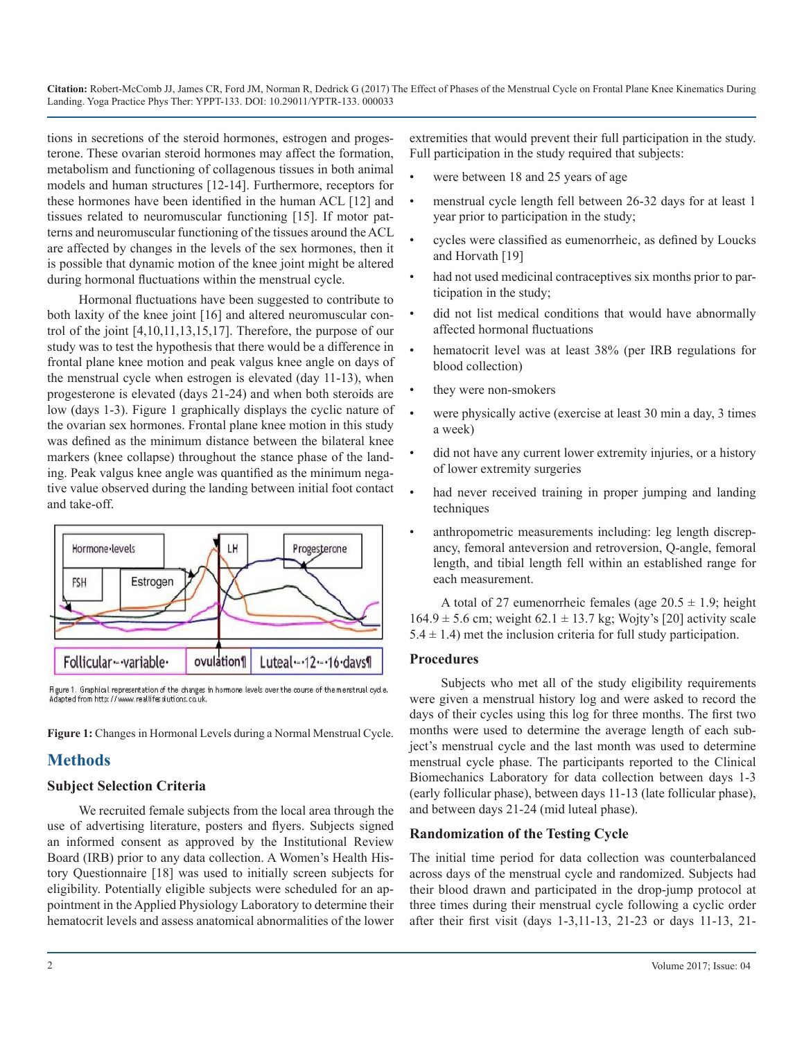tions in secretions of the steroid hormones, estrogen and progesterone. These ovarian steroid hormones may affect the formation, metabolism and functioning of collagenous tissues in both animal models and human structures [12-14]. Furthermore, receptors for these hormones have been identified in the human ACL [12] and tissues related to neuromuscular functioning [15]. If motor patterns and neuromuscular functioning of the tissues around the ACL are affected by changes in the levels of the sex hormones, then it is possible that dynamic motion of the knee joint might be altered during hormonal fluctuations within the menstrual cycle.

Hormonal fluctuations have been suggested to contribute to both laxity of the knee joint [16] and altered neuromuscular control of the joint [4,10,11,13,15,17]. Therefore, the purpose of our study was to test the hypothesis that there would be a difference in frontal plane knee motion and peak valgus knee angle on days of the menstrual cycle when estrogen is elevated (day 11-13), when progesterone is elevated (days 21-24) and when both steroids are low (days 1-3). Figure 1 graphically displays the cyclic nature of the ovarian sex hormones. Frontal plane knee motion in this study was defined as the minimum distance between the bilateral knee markers (knee collapse) throughout the stance phase of the landing. Peak valgus knee angle was quantified as the minimum negative value observed during the landing between initial foot contact and take-off.

Hormone levels

FSH

Estrogen

LH

Progesterone

Follicular - variable

ovulation

Luteal - 12 - 16 days

Figure 1. Graphical representation of the changes in hormone levels over the course of the menstrual cycle. Adapted from http://www.reallifesolutions.co.uk.

**Figure 1:** Changes in Hormonal Levels during a Normal Menstrual Cycle.

## Methods

### Subject Selection Criteria

We recruited female subjects from the local area through the use of advertising literature, posters and flyers. Subjects signed an informed consent as approved by the Institutional Review Board (IRB) prior to any data collection. A Women's Health History Questionnaire [18] was used to initially screen subjects for eligibility. Potentially eligible subjects were scheduled for an appointment in the Applied Physiology Laboratory to determine their hematocrit levels and assess anatomical abnormalities of the lower extremities that would prevent their full participation in the study. Full participation in the study required that subjects:

- were between 18 and 25 years of age
- menstrual cycle length fell between 26-32 days for at least 1 year prior to participation in the study;
- cycles were classified as eumenorrheic, as defined by Loucks and Horvath [19]
- had not used medicinal contraceptives six months prior to participation in the study;
- did not list medical conditions that would have abnormally affected hormonal fluctuations
- hematocrit level was at least 38% (per IRB regulations for blood collection)
- they were non-smokers
- were physically active (exercise at least 30 min a day, 3 times a week)
- did not have any current lower extremity injuries, or a history of lower extremity surgeries
- had never received training in proper jumping and landing techniques
- anthropometric measurements including: leg length discrepancy, femoral anteversion and retroversion, Q-angle, femoral length, and tibial length fell within an established range for each measurement.

A total of 27 eumenorrheic females (age 20.5 ± 1.9; height 164.9 ± 5.6 cm; weight 62.1 ± 13.7 kg; Wojty's [20] activity scale 5.4 ± 1.4) met the inclusion criteria for full study participation.

### Procedures

Subjects who met all of the study eligibility requirements were given a menstrual history log and were asked to record the days of their cycles using this log for three months. The first two months were used to determine the average length of each subject's menstrual cycle and the last month was used to determine menstrual cycle phase. The participants reported to the Clinical Biomechanics Laboratory for data collection between days 1-3 (early follicular phase), between days 11-13 (late follicular phase), and between days 21-24 (mid luteal phase).

### Randomization of the Testing Cycle

The initial time period for data collection was counterbalanced across days of the menstrual cycle and randomized. Subjects had their blood drawn and participated in the drop-jump protocol at three times during their menstrual cycle following a cyclic order after their first visit (days 1-3,11-13, 21-23 or days 11-13, 21-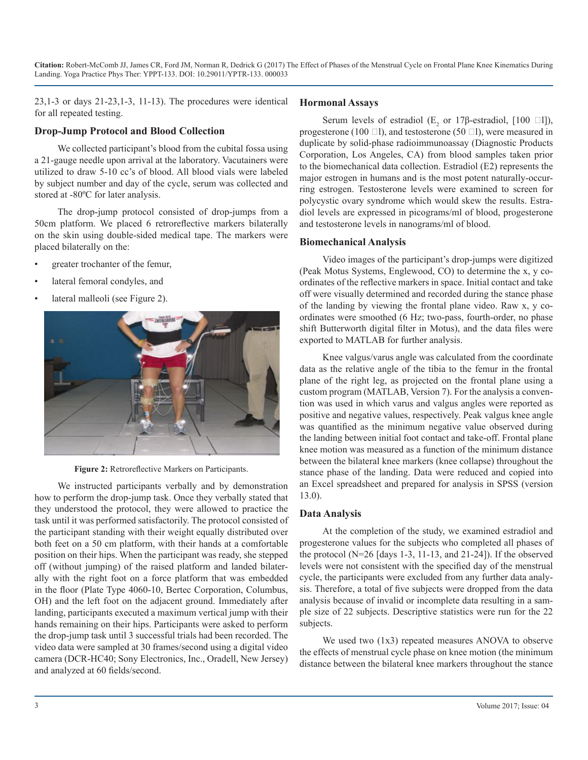23,1-3 or days 21-23,1-3, 11-13). The procedures were identical for all repeated testing.

## Drop-Jump Protocol and Blood Collection

We collected participant's blood from the cubital fossa using a 21-gauge needle upon arrival at the laboratory. Vacutainers were utilized to draw 5-10 cc's of blood. All blood vials were labeled by subject number and day of the cycle, serum was collected and stored at -80ºC for later analysis.

The drop-jump protocol consisted of drop-jumps from a 50cm platform. We placed 6 retroreflective markers bilaterally on the skin using double-sided medical tape. The markers were placed bilaterally on the:

- greater trochanter of the femur,
- lateral femoral condyles, and
- lateral malleoli (see Figure 2).

**Figure 2:** Retroreflective Markers on Participants.

We instructed participants verbally and by demonstration how to perform the drop-jump task. Once they verbally stated that they understood the protocol, they were allowed to practice the task until it was performed satisfactorily. The protocol consisted of the participant standing with their weight equally distributed over both feet on a 50 cm platform, with their hands at a comfortable position on their hips. When the participant was ready, she stepped off (without jumping) of the raised platform and landed bilaterally with the right foot on a force platform that was embedded in the floor (Plate Type 4060-10, Bertec Corporation, Columbus, OH) and the left foot on the adjacent ground. Immediately after landing, participants executed a maximum vertical jump with their hands remaining on their hips. Participants were asked to perform the drop-jump task until 3 successful trials had been recorded. The video data were sampled at 30 frames/second using a digital video camera (DCR-HC40; Sony Electronics, Inc., Oradell, New Jersey) and analyzed at 60 fields/second.

## Hormonal Assays

Serum levels of estradiol ($E_2$ or 17β-estradiol, [100 l]), progesterone (100 l), and testosterone (50 l), were measured in duplicate by solid-phase radioimmunoassay (Diagnostic Products Corporation, Los Angeles, CA) from blood samples taken prior to the biomechanical data collection. Estradiol (E2) represents the major estrogen in humans and is the most potent naturally-occurring estrogen. Testosterone levels were examined to screen for polycystic ovary syndrome which would skew the results. Estradiol levels are expressed in picograms/ml of blood, progesterone and testosterone levels in nanograms/ml of blood.

## Biomechanical Analysis

Video images of the participant's drop-jumps were digitized (Peak Motus Systems, Englewood, CO) to determine the x, y coordinates of the reflective markers in space. Initial contact and take off were visually determined and recorded during the stance phase of the landing by viewing the frontal plane video. Raw x, y coordinates were smoothed (6 Hz; two-pass, fourth-order, no phase shift Butterworth digital filter in Motus), and the data files were exported to MATLAB for further analysis.

Knee valgus/varus angle was calculated from the coordinate data as the relative angle of the tibia to the femur in the frontal plane of the right leg, as projected on the frontal plane using a custom program (MATLAB, Version 7). For the analysis a convention was used in which varus and valgus angles were reported as positive and negative values, respectively. Peak valgus knee angle was quantified as the minimum negative value observed during the landing between initial foot contact and take-off. Frontal plane knee motion was measured as a function of the minimum distance between the bilateral knee markers (knee collapse) throughout the stance phase of the landing. Data were reduced and copied into an Excel spreadsheet and prepared for analysis in SPSS (version 13.0).

## Data Analysis

At the completion of the study, we examined estradiol and progesterone values for the subjects who completed all phases of the protocol (N=26 [days 1-3, 11-13, and 21-24]). If the observed levels were not consistent with the specified day of the menstrual cycle, the participants were excluded from any further data analysis. Therefore, a total of five subjects were dropped from the data analysis because of invalid or incomplete data resulting in a sample size of 22 subjects. Descriptive statistics were run for the 22 subjects.

We used two (1x3) repeated measures ANOVA to observe the effects of menstrual cycle phase on knee motion (the minimum distance between the bilateral knee markers throughout the stance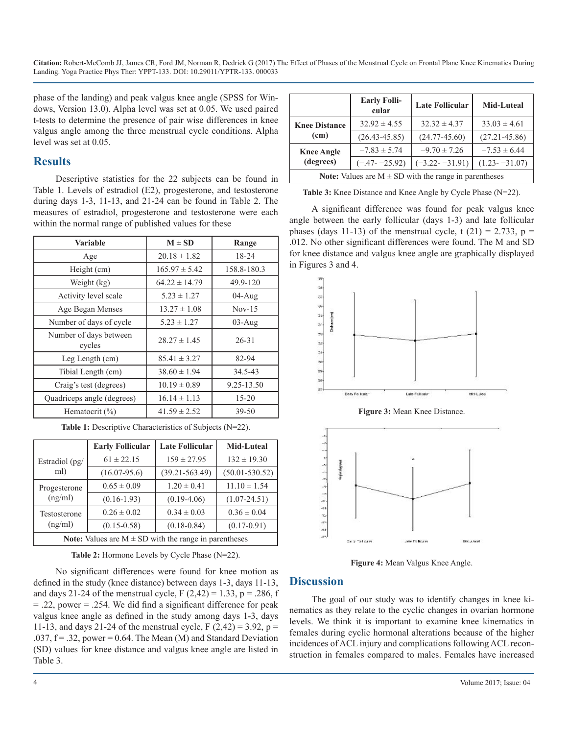phase of the landing) and peak valgus knee angle (SPSS for Windows, Version 13.0). Alpha level was set at 0.05. We used paired t-tests to determine the presence of pair wise differences in knee valgus angle among the three menstrual cycle conditions. Alpha level was set at 0.05.

## Results

Descriptive statistics for the 22 subjects can be found in Table 1. Levels of estradiol (E2), progesterone, and testosterone during days 1-3, 11-13, and 21-24 can be found in Table 2. The measures of estradiol, progesterone and testosterone were each within the normal range of published values for these

| Variable | M ± SD | Range |
|---|---|---|
| Age | 20.18 ± 1.82 | 18-24 |
| Height (cm) | 165.97 ± 5.42 | 158.8-180.3 |
| Weight (kg) | 64.22 ± 14.79 | 49.9-120 |
| Activity level scale | 5.23 ± 1.27 | 04-Aug |
| Age Began Menses | 13.27 ± 1.08 | Nov-15 |
| Number of days of cycle | 5.23 ± 1.27 | 03-Aug |
| Number of days between cycles | 28.27 ± 1.45 | 26-31 |
| Leg Length (cm) | 85.41 ± 3.27 | 82-94 |
| Tibial Length (cm) | 38.60 ± 1.94 | 34.5-43 |
| Craig's test (degrees) | 10.19 ± 0.89 | 9.25-13.50 |
| Quadriceps angle (degrees) | 16.14 ± 1.13 | 15-20 |
| Hematocrit (%) | 41.59 ± 2.52 | 39-50 |

**Table 1:** Descriptive Characteristics of Subjects (N=22).

| | Early Follicular | Late Follicular | Mid-Luteal |
|---|---|---|---|
| Estradiol (pg/ml) | 61 ± 22.15 | 159 ± 27.95 | 132 ± 19.30 |
| | (16.07-95.6) | (39.21-563.49) | (50.01-530.52) |
| Progesterone (ng/ml) | 0.65 ± 0.09 | 1.20 ± 0.41 | 11.10 ± 1.54 |
| | (0.16-1.93) | (0.19-4.06) | (1.07-24.51) |
| Testosterone (ng/ml) | 0.26 ± 0.02 | 0.34 ± 0.03 | 0.36 ± 0.04 |
| | (0.15-0.58) | (0.18-0.84) | (0.17-0.91) |
| **Note:** Values are M ± SD with the range in parentheses | | | |

**Table 2:** Hormone Levels by Cycle Phase (N=22).

No significant differences were found for knee motion as defined in the study (knee distance) between days 1-3, days 11-13, and days 21-24 of the menstrual cycle, $F(2,42) = 1.33$, $p = .286$, $f = .22$, power = .254. We did find a significant difference for peak valgus knee angle as defined in the study among days 1-3, days 11-13, and days 21-24 of the menstrual cycle, $F(2,42) = 3.92$, $p = .037$, $f = .32$, power = 0.64. The Mean (M) and Standard Deviation (SD) values for knee distance and valgus knee angle are listed in Table 3.

| | Early Follicular | Late Follicular | Mid-Luteal |
|---|---|---|---|
| **Knee Distance (cm)** | 32.92 ± 4.55 | 32.32 ± 4.37 | 33.03 ± 4.61 |
| | (26.43-45.85) | (24.77-45.60) | (27.21-45.86) |
| **Knee Angle (degrees)** | −7.83 ± 5.74 | −9.70 ± 7.26 | −7.53 ± 6.44 |
| | (−.47- −25.92) | (−3.22- −31.91) | (1.23- −31.07) |
| **Note:** Values are M ± SD with the range in parentheses | | | |

**Table 3:** Knee Distance and Knee Angle by Cycle Phase (N=22).

A significant difference was found for peak valgus knee angle between the early follicular (days 1-3) and late follicular phases (days 11-13) of the menstrual cycle, $t(21) = 2.733$, $p = .012$. No other significant differences were found. The M and SD for knee distance and valgus knee angle are graphically displayed in Figures 3 and 4.

Distance (cm)

Early Follicular Late Follicular Mid-Luteal

**Figure 3:** Mean Knee Distance.

Angle (degrees)

Early Follicular Late Follicular Mid-Luteal

**Figure 4:** Mean Valgus Knee Angle.

## Discussion

The goal of our study was to identify changes in knee kinematics as they relate to the cyclic changes in ovarian hormone levels. We think it is important to examine knee kinematics in females during cyclic hormonal alterations because of the higher incidences of ACL injury and complications following ACL reconstruction in females compared to males. Females have increased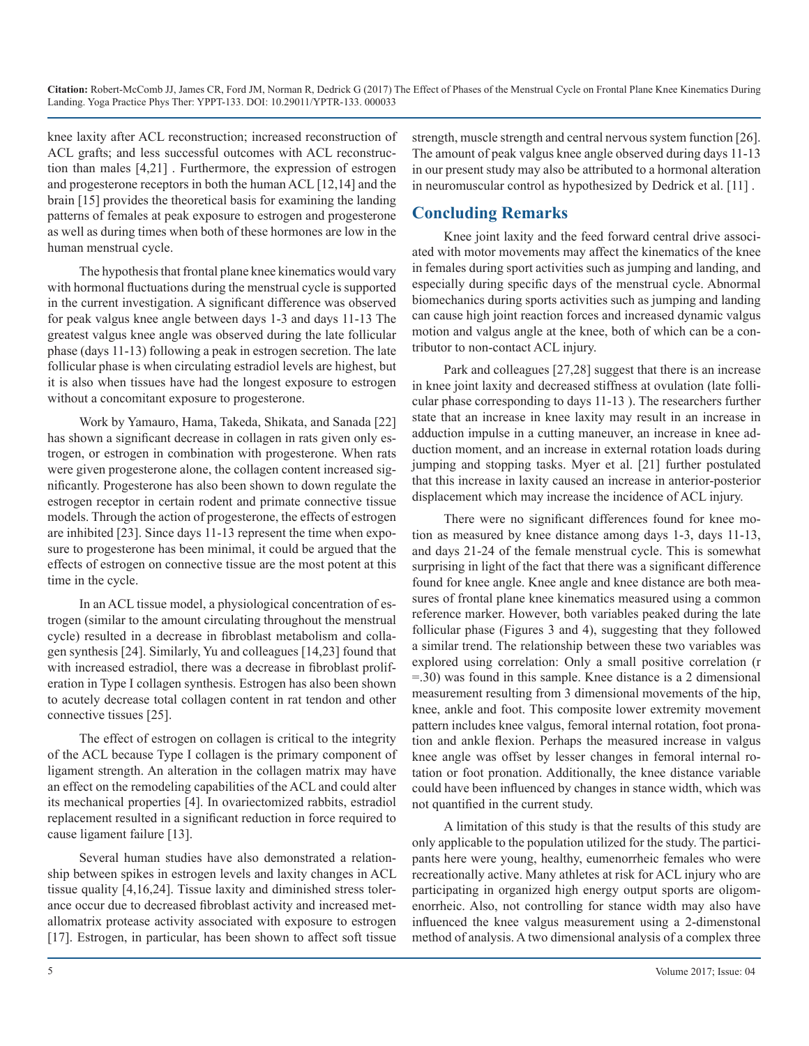knee laxity after ACL reconstruction; increased reconstruction of ACL grafts; and less successful outcomes with ACL reconstruction than males [4,21] . Furthermore, the expression of estrogen and progesterone receptors in both the human ACL [12,14] and the brain [15] provides the theoretical basis for examining the landing patterns of females at peak exposure to estrogen and progesterone as well as during times when both of these hormones are low in the human menstrual cycle.

The hypothesis that frontal plane knee kinematics would vary with hormonal fluctuations during the menstrual cycle is supported in the current investigation. A significant difference was observed for peak valgus knee angle between days 1-3 and days 11-13 The greatest valgus knee angle was observed during the late follicular phase (days 11-13) following a peak in estrogen secretion. The late follicular phase is when circulating estradiol levels are highest, but it is also when tissues have had the longest exposure to estrogen without a concomitant exposure to progesterone.

Work by Yamauro, Hama, Takeda, Shikata, and Sanada [22] has shown a significant decrease in collagen in rats given only estrogen, or estrogen in combination with progesterone. When rats were given progesterone alone, the collagen content increased significantly. Progesterone has also been shown to down regulate the estrogen receptor in certain rodent and primate connective tissue models. Through the action of progesterone, the effects of estrogen are inhibited [23]. Since days 11-13 represent the time when exposure to progesterone has been minimal, it could be argued that the effects of estrogen on connective tissue are the most potent at this time in the cycle.

In an ACL tissue model, a physiological concentration of estrogen (similar to the amount circulating throughout the menstrual cycle) resulted in a decrease in fibroblast metabolism and collagen synthesis [24]. Similarly, Yu and colleagues [14,23] found that with increased estradiol, there was a decrease in fibroblast proliferation in Type I collagen synthesis. Estrogen has also been shown to acutely decrease total collagen content in rat tendon and other connective tissues [25].

The effect of estrogen on collagen is critical to the integrity of the ACL because Type I collagen is the primary component of ligament strength. An alteration in the collagen matrix may have an effect on the remodeling capabilities of the ACL and could alter its mechanical properties [4]. In ovariectomized rabbits, estradiol replacement resulted in a significant reduction in force required to cause ligament failure [13].

Several human studies have also demonstrated a relationship between spikes in estrogen levels and laxity changes in ACL tissue quality [4,16,24]. Tissue laxity and diminished stress tolerance occur due to decreased fibroblast activity and increased metallomatrix protease activity associated with exposure to estrogen [17]. Estrogen, in particular, has been shown to affect soft tissue strength, muscle strength and central nervous system function [26]. The amount of peak valgus knee angle observed during days 11-13 in our present study may also be attributed to a hormonal alteration in neuromuscular control as hypothesized by Dedrick et al. [11] .

## Concluding Remarks

Knee joint laxity and the feed forward central drive associated with motor movements may affect the kinematics of the knee in females during sport activities such as jumping and landing, and especially during specific days of the menstrual cycle. Abnormal biomechanics during sports activities such as jumping and landing can cause high joint reaction forces and increased dynamic valgus motion and valgus angle at the knee, both of which can be a contributor to non-contact ACL injury.

Park and colleagues [27,28] suggest that there is an increase in knee joint laxity and decreased stiffness at ovulation (late follicular phase corresponding to days 11-13 ). The researchers further state that an increase in knee laxity may result in an increase in adduction impulse in a cutting maneuver, an increase in knee adduction moment, and an increase in external rotation loads during jumping and stopping tasks. Myer et al. [21] further postulated that this increase in laxity caused an increase in anterior-posterior displacement which may increase the incidence of ACL injury.

There were no significant differences found for knee motion as measured by knee distance among days 1-3, days 11-13, and days 21-24 of the female menstrual cycle. This is somewhat surprising in light of the fact that there was a significant difference found for knee angle. Knee angle and knee distance are both measures of frontal plane knee kinematics measured using a common reference marker. However, both variables peaked during the late follicular phase (Figures 3 and 4), suggesting that they followed a similar trend. The relationship between these two variables was explored using correlation: Only a small positive correlation ($r = .30$) was found in this sample. Knee distance is a 2 dimensional measurement resulting from 3 dimensional movements of the hip, knee, ankle and foot. This composite lower extremity movement pattern includes knee valgus, femoral internal rotation, foot pronation and ankle flexion. Perhaps the measured increase in valgus knee angle was offset by lesser changes in femoral internal rotation or foot pronation. Additionally, the knee distance variable could have been influenced by changes in stance width, which was not quantified in the current study.

A limitation of this study is that the results of this study are only applicable to the population utilized for the study. The participants here were young, healthy, eumenorrheic females who were recreationally active. Many athletes at risk for ACL injury who are participating in organized high energy output sports are oligomenorrheic. Also, not controlling for stance width may also have influenced the knee valgus measurement using a 2-dimenstonal method of analysis. A two dimensional analysis of a complex three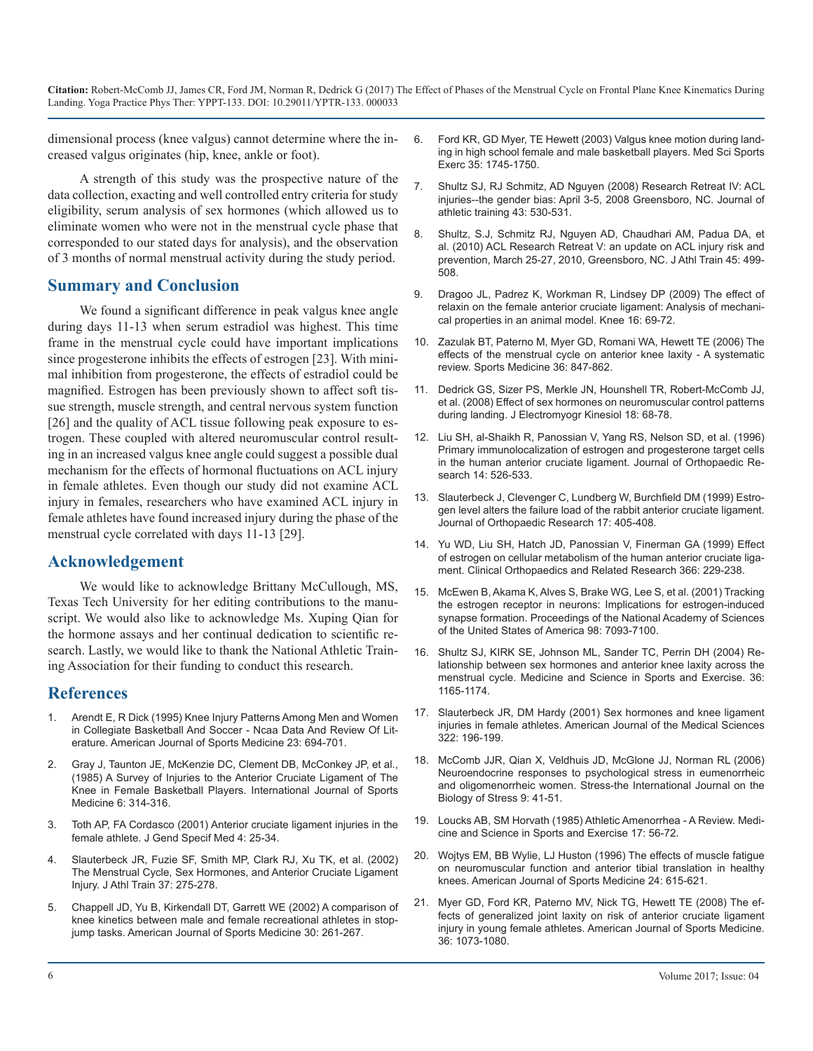dimensional process (knee valgus) cannot determine where the increased valgus originates (hip, knee, ankle or foot).

A strength of this study was the prospective nature of the data collection, exacting and well controlled entry criteria for study eligibility, serum analysis of sex hormones (which allowed us to eliminate women who were not in the menstrual cycle phase that corresponded to our stated days for analysis), and the observation of 3 months of normal menstrual activity during the study period.

## Summary and Conclusion

We found a significant difference in peak valgus knee angle during days 11-13 when serum estradiol was highest. This time frame in the menstrual cycle could have important implications since progesterone inhibits the effects of estrogen [23]. With minimal inhibition from progesterone, the effects of estradiol could be magnified. Estrogen has been previously shown to affect soft tissue strength, muscle strength, and central nervous system function [26] and the quality of ACL tissue following peak exposure to estrogen. These coupled with altered neuromuscular control resulting in an increased valgus knee angle could suggest a possible dual mechanism for the effects of hormonal fluctuations on ACL injury in female athletes. Even though our study did not examine ACL injury in females, researchers who have examined ACL injury in female athletes have found increased injury during the phase of the menstrual cycle correlated with days 11-13 [29].

## Acknowledgement

We would like to acknowledge Brittany McCullough, MS, Texas Tech University for her editing contributions to the manuscript. We would also like to acknowledge Ms. Xuping Qian for the hormone assays and her continual dedication to scientific research. Lastly, we would like to thank the National Athletic Training Association for their funding to conduct this research.

## References

1. Arendt E, R Dick (1995) Knee Injury Patterns Among Men and Women in Collegiate Basketball And Soccer - Ncaa Data And Review Of Literature. American Journal of Sports Medicine 23: 694-701.
2. Gray J, Taunton JE, McKenzie DC, Clement DB, McConkey JP, et al., (1985) A Survey of Injuries to the Anterior Cruciate Ligament of The Knee in Female Basketball Players. International Journal of Sports Medicine 6: 314-316.
3. Toth AP, FA Cordasco (2001) Anterior cruciate ligament injuries in the female athlete. J Gend Specif Med 4: 25-34.
4. Slauterbeck JR, Fuzie SF, Smith MP, Clark RJ, Xu TK, et al. (2002) The Menstrual Cycle, Sex Hormones, and Anterior Cruciate Ligament Injury. J Athl Train 37: 275-278.
5. Chappell JD, Yu B, Kirkendall DT, Garrett WE (2002) A comparison of knee kinetics between male and female recreational athletes in stop-jump tasks. American Journal of Sports Medicine 30: 261-267.
6. Ford KR, GD Myer, TE Hewett (2003) Valgus knee motion during landing in high school female and male basketball players. Med Sci Sports Exerc 35: 1745-1750.
7. Shultz SJ, RJ Schmitz, AD Nguyen (2008) Research Retreat IV: ACL injuries--the gender bias: April 3-5, 2008 Greensboro, NC. Journal of athletic training 43: 530-531.
8. Shultz, S.J, Schmitz RJ, Nguyen AD, Chaudhari AM, Padua DA, et al. (2010) ACL Research Retreat V: an update on ACL injury risk and prevention, March 25-27, 2010, Greensboro, NC. J Athl Train 45: 499-508.
9. Dragoo JL, Padrez K, Workman R, Lindsey DP (2009) The effect of relaxin on the female anterior cruciate ligament: Analysis of mechanical properties in an animal model. Knee 16: 69-72.
10. Zazulak BT, Paterno M, Myer GD, Romani WA, Hewett TE (2006) The effects of the menstrual cycle on anterior knee laxity - A systematic review. Sports Medicine 36: 847-862.
11. Dedrick GS, Sizer PS, Merkle JN, Hounshell TR, Robert-McComb JJ, et al. (2008) Effect of sex hormones on neuromuscular control patterns during landing. J Electromyogr Kinesiol 18: 68-78.
12. Liu SH, al-Shaikh R, Panossian V, Yang RS, Nelson SD, et al. (1996) Primary immunolocalization of estrogen and progesterone target cells in the human anterior cruciate ligament. Journal of Orthopaedic Research 14: 526-533.
13. Slauterbeck J, Clevenger C, Lundberg W, Burchfield DM (1999) Estrogen level alters the failure load of the rabbit anterior cruciate ligament. Journal of Orthopaedic Research 17: 405-408.
14. Yu WD, Liu SH, Hatch JD, Panossian V, Finerman GA (1999) Effect of estrogen on cellular metabolism of the human anterior cruciate ligament. Clinical Orthopaedics and Related Research 366: 229-238.
15. McEwen B, Akama K, Alves S, Brake WG, Lee S, et al. (2001) Tracking the estrogen receptor in neurons: Implications for estrogen-induced synapse formation. Proceedings of the National Academy of Sciences of the United States of America 98: 7093-7100.
16. Shultz SJ, KIRK SE, Johnson ML, Sander TC, Perrin DH (2004) Relationship between sex hormones and anterior knee laxity across the menstrual cycle. Medicine and Science in Sports and Exercise. 36: 1165-1174.
17. Slauterbeck JR, DM Hardy (2001) Sex hormones and knee ligament injuries in female athletes. American Journal of the Medical Sciences 322: 196-199.
18. McComb JJR, Qian X, Veldhuis JD, McGlone JJ, Norman RL (2006) Neuroendocrine responses to psychological stress in eumenorrheic and oligomenorrheic women. Stress-the International Journal on the Biology of Stress 9: 41-51.
19. Loucks AB, SM Horvath (1985) Athletic Amenorrhea - A Review. Medicine and Science in Sports and Exercise 17: 56-72.
20. Wojtys EM, BB Wylie, LJ Huston (1996) The effects of muscle fatigue on neuromuscular function and anterior tibial translation in healthy knees. American Journal of Sports Medicine 24: 615-621.
21. Myer GD, Ford KR, Paterno MV, Nick TG, Hewett TE (2008) The effects of generalized joint laxity on risk of anterior cruciate ligament injury in young female athletes. American Journal of Sports Medicine. 36: 1073-1080.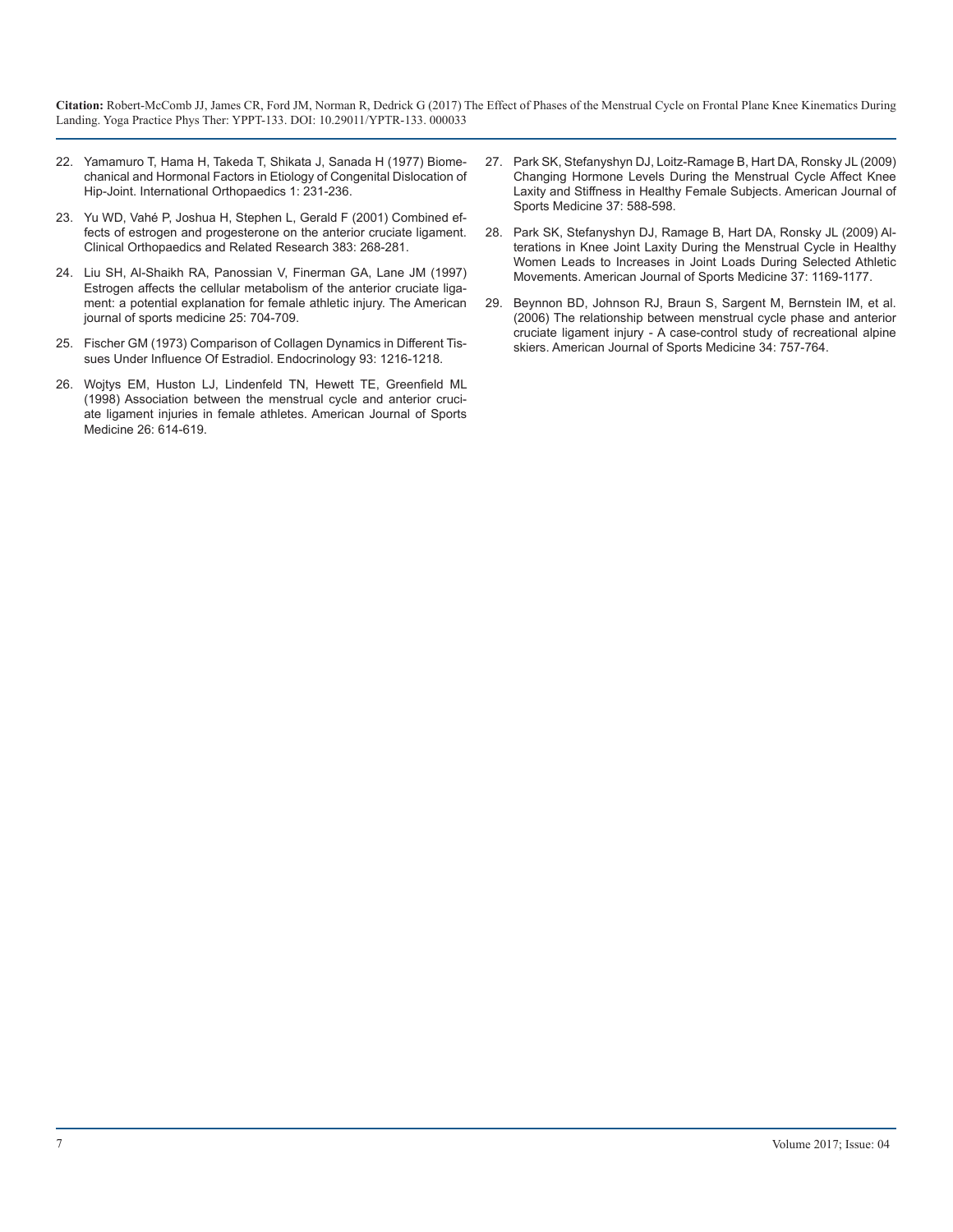22. Yamamuro T, Hama H, Takeda T, Shikata J, Sanada H (1977) Biomechanical and Hormonal Factors in Etiology of Congenital Dislocation of Hip-Joint. International Orthopaedics 1: 231-236.

23. Yu WD, Vahé P, Joshua H, Stephen L, Gerald F (2001) Combined effects of estrogen and progesterone on the anterior cruciate ligament. Clinical Orthopaedics and Related Research 383: 268-281.

24. Liu SH, Al-Shaikh RA, Panossian V, Finerman GA, Lane JM (1997) Estrogen affects the cellular metabolism of the anterior cruciate ligament: a potential explanation for female athletic injury. The American journal of sports medicine 25: 704-709.

25. Fischer GM (1973) Comparison of Collagen Dynamics in Different Tissues Under Influence Of Estradiol. Endocrinology 93: 1216-1218.

26. Wojtys EM, Huston LJ, Lindenfeld TN, Hewett TE, Greenfield ML (1998) Association between the menstrual cycle and anterior cruciate ligament injuries in female athletes. American Journal of Sports Medicine 26: 614-619.

27. Park SK, Stefanyshyn DJ, Loitz-Ramage B, Hart DA, Ronsky JL (2009) Changing Hormone Levels During the Menstrual Cycle Affect Knee Laxity and Stiffness in Healthy Female Subjects. American Journal of Sports Medicine 37: 588-598.

28. Park SK, Stefanyshyn DJ, Ramage B, Hart DA, Ronsky JL (2009) Alterations in Knee Joint Laxity During the Menstrual Cycle in Healthy Women Leads to Increases in Joint Loads During Selected Athletic Movements. American Journal of Sports Medicine 37: 1169-1177.

29. Beynnon BD, Johnson RJ, Braun S, Sargent M, Bernstein IM, et al. (2006) The relationship between menstrual cycle phase and anterior cruciate ligament injury - A case-control study of recreational alpine skiers. American Journal of Sports Medicine 34: 757-764.